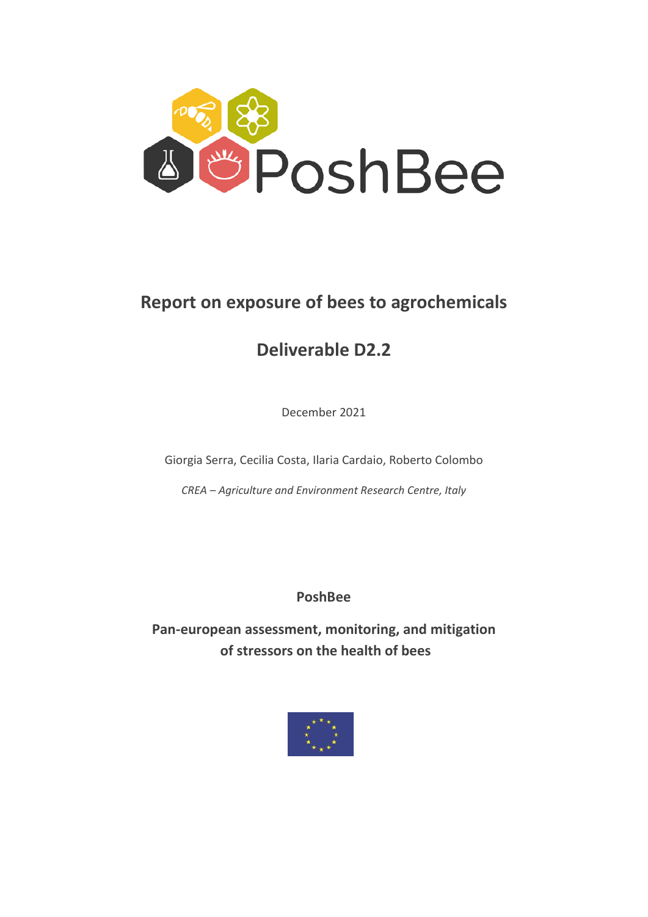PoshBee

# Report on exposure of bees to agrochemicals

## Deliverable D2.2

December 2021

Giorgia Serra, Cecilia Costa, Ilaria Cardaio, Roberto Colombo

*CREA – Agriculture and Environment Research Centre, Italy*

**PoshBee**

**Pan-european assessment, monitoring, and mitigation of stressors on the health of bees**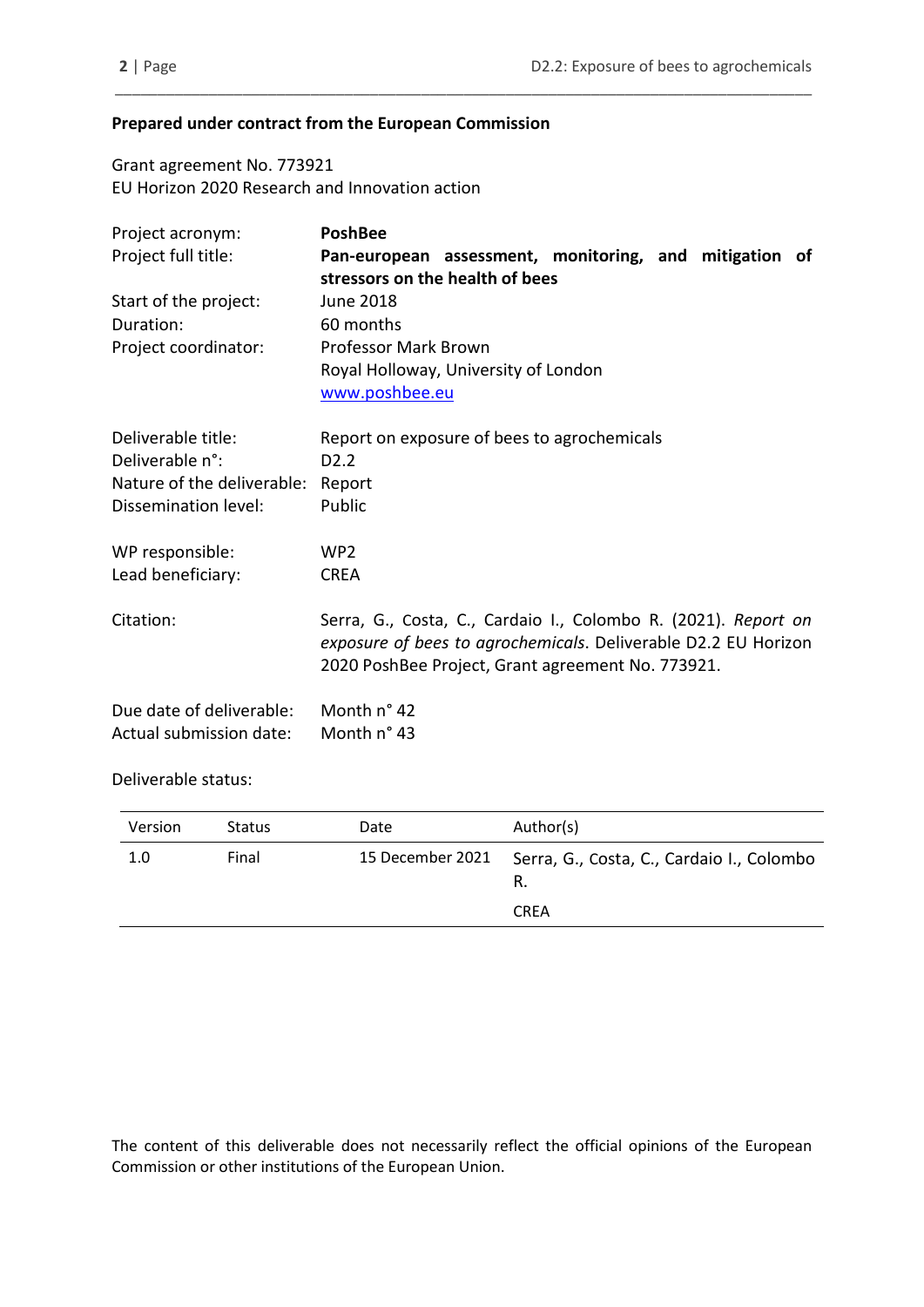**Prepared under contract from the European Commission**

Grant agreement No. 773921
EU Horizon 2020 Research and Innovation action

| | |
|---|---|
| Project acronym: | **PoshBee** |
| Project full title: | **Pan-european assessment, monitoring, and mitigation of stressors on the health of bees** |
| Start of the project: | June 2018 |
| Duration: | 60 months |
| Project coordinator: | Professor Mark Brown<br>Royal Holloway, University of London<br>www.poshbee.eu |

| | |
|---|---|
| Deliverable title: | Report on exposure of bees to agrochemicals |
| Deliverable n°: | D2.2 |
| Nature of the deliverable: | Report |
| Dissemination level: | Public |

| | |
|---|---|
| WP responsible: | WP2 |
| Lead beneficiary: | CREA |

| | |
|---|---|
| Citation: | Serra, G., Costa, C., Cardaio I., Colombo R. (2021). *Report on exposure of bees to agrochemicals*. Deliverable D2.2 EU Horizon 2020 PoshBee Project, Grant agreement No. 773921. |

| | |
|---|---|
| Due date of deliverable: | Month n° 42 |
| Actual submission date: | Month n° 43 |

Deliverable status:

| Version | Status | Date | Author(s) |
|---|---|---|---|
| 1.0 | Final | 15 December 2021 | Serra, G., Costa, C., Cardaio I., Colombo R.<br>CREA |

The content of this deliverable does not necessarily reflect the official opinions of the European Commission or other institutions of the European Union.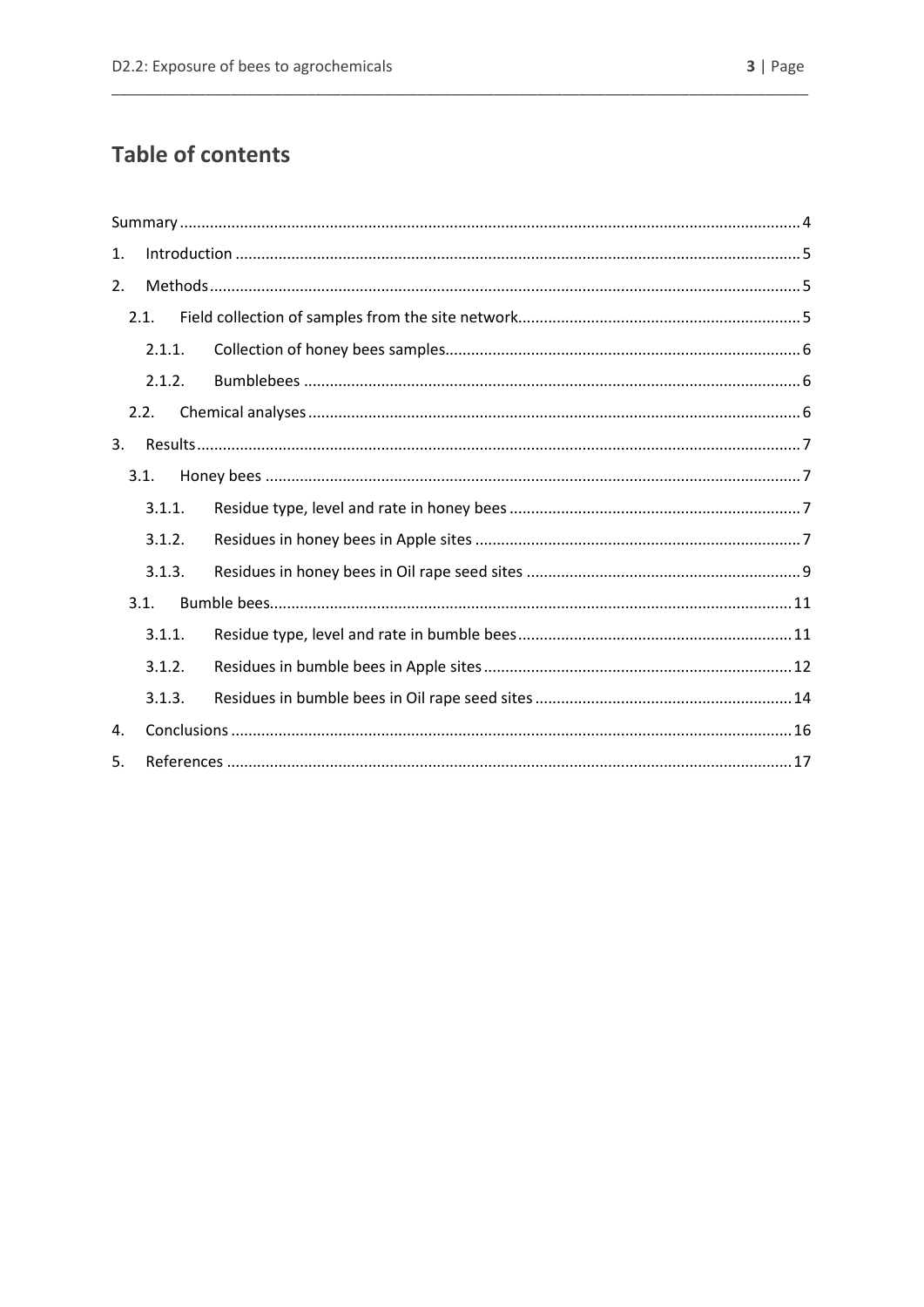# Table of contents

- Summary ... 4
- 1. Introduction ... 5
- 2. Methods ... 5
  - 2.1. Field collection of samples from the site network ... 5
    - 2.1.1. Collection of honey bees samples ... 6
    - 2.1.2. Bumblebees ... 6
  - 2.2. Chemical analyses ... 6
- 3. Results ... 7
  - 3.1. Honey bees ... 7
    - 3.1.1. Residue type, level and rate in honey bees ... 7
    - 3.1.2. Residues in honey bees in Apple sites ... 7
    - 3.1.3. Residues in honey bees in Oil rape seed sites ... 9
  - 3.1. Bumble bees ... 11
    - 3.1.1. Residue type, level and rate in bumble bees ... 11
    - 3.1.2. Residues in bumble bees in Apple sites ... 12
    - 3.1.3. Residues in bumble bees in Oil rape seed sites ... 14
- 4. Conclusions ... 16
- 5. References ... 17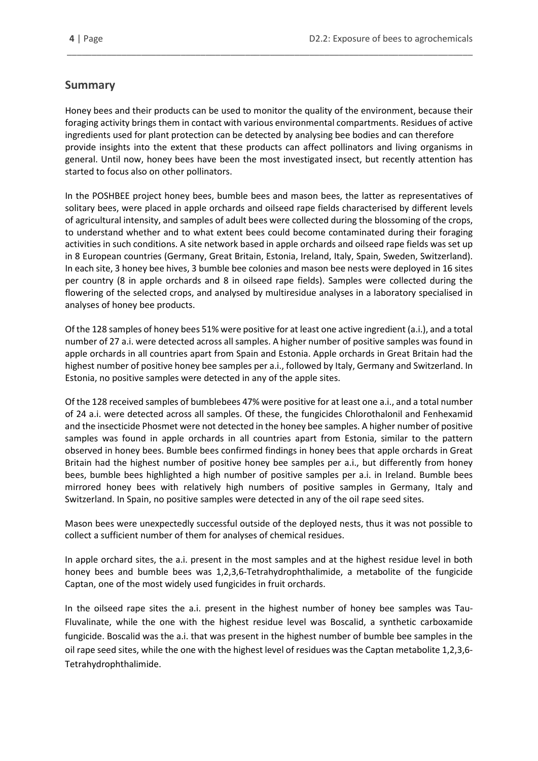## Summary

Honey bees and their products can be used to monitor the quality of the environment, because their foraging activity brings them in contact with various environmental compartments. Residues of active ingredients used for plant protection can be detected by analysing bee bodies and can therefore provide insights into the extent that these products can affect pollinators and living organisms in general. Until now, honey bees have been the most investigated insect, but recently attention has started to focus also on other pollinators.

In the POSHBEE project honey bees, bumble bees and mason bees, the latter as representatives of solitary bees, were placed in apple orchards and oilseed rape fields characterised by different levels of agricultural intensity, and samples of adult bees were collected during the blossoming of the crops, to understand whether and to what extent bees could become contaminated during their foraging activities in such conditions. A site network based in apple orchards and oilseed rape fields was set up in 8 European countries (Germany, Great Britain, Estonia, Ireland, Italy, Spain, Sweden, Switzerland). In each site, 3 honey bee hives, 3 bumble bee colonies and mason bee nests were deployed in 16 sites per country (8 in apple orchards and 8 in oilseed rape fields). Samples were collected during the flowering of the selected crops, and analysed by multiresidue analyses in a laboratory specialised in analyses of honey bee products.

Of the 128 samples of honey bees 51% were positive for at least one active ingredient (a.i.), and a total number of 27 a.i. were detected across all samples. A higher number of positive samples was found in apple orchards in all countries apart from Spain and Estonia. Apple orchards in Great Britain had the highest number of positive honey bee samples per a.i., followed by Italy, Germany and Switzerland. In Estonia, no positive samples were detected in any of the apple sites.

Of the 128 received samples of bumblebees 47% were positive for at least one a.i., and a total number of 24 a.i. were detected across all samples. Of these, the fungicides Chlorothalonil and Fenhexamid and the insecticide Phosmet were not detected in the honey bee samples. A higher number of positive samples was found in apple orchards in all countries apart from Estonia, similar to the pattern observed in honey bees. Bumble bees confirmed findings in honey bees that apple orchards in Great Britain had the highest number of positive honey bee samples per a.i., but differently from honey bees, bumble bees highlighted a high number of positive samples per a.i. in Ireland. Bumble bees mirrored honey bees with relatively high numbers of positive samples in Germany, Italy and Switzerland. In Spain, no positive samples were detected in any of the oil rape seed sites.

Mason bees were unexpectedly successful outside of the deployed nests, thus it was not possible to collect a sufficient number of them for analyses of chemical residues.

In apple orchard sites, the a.i. present in the most samples and at the highest residue level in both honey bees and bumble bees was 1,2,3,6-Tetrahydrophthalimide, a metabolite of the fungicide Captan, one of the most widely used fungicides in fruit orchards.

In the oilseed rape sites the a.i. present in the highest number of honey bee samples was Tau-Fluvalinate, while the one with the highest residue level was Boscalid, a synthetic carboxamide fungicide. Boscalid was the a.i. that was present in the highest number of bumble bee samples in the oil rape seed sites, while the one with the highest level of residues was the Captan metabolite 1,2,3,6-Tetrahydrophthalimide.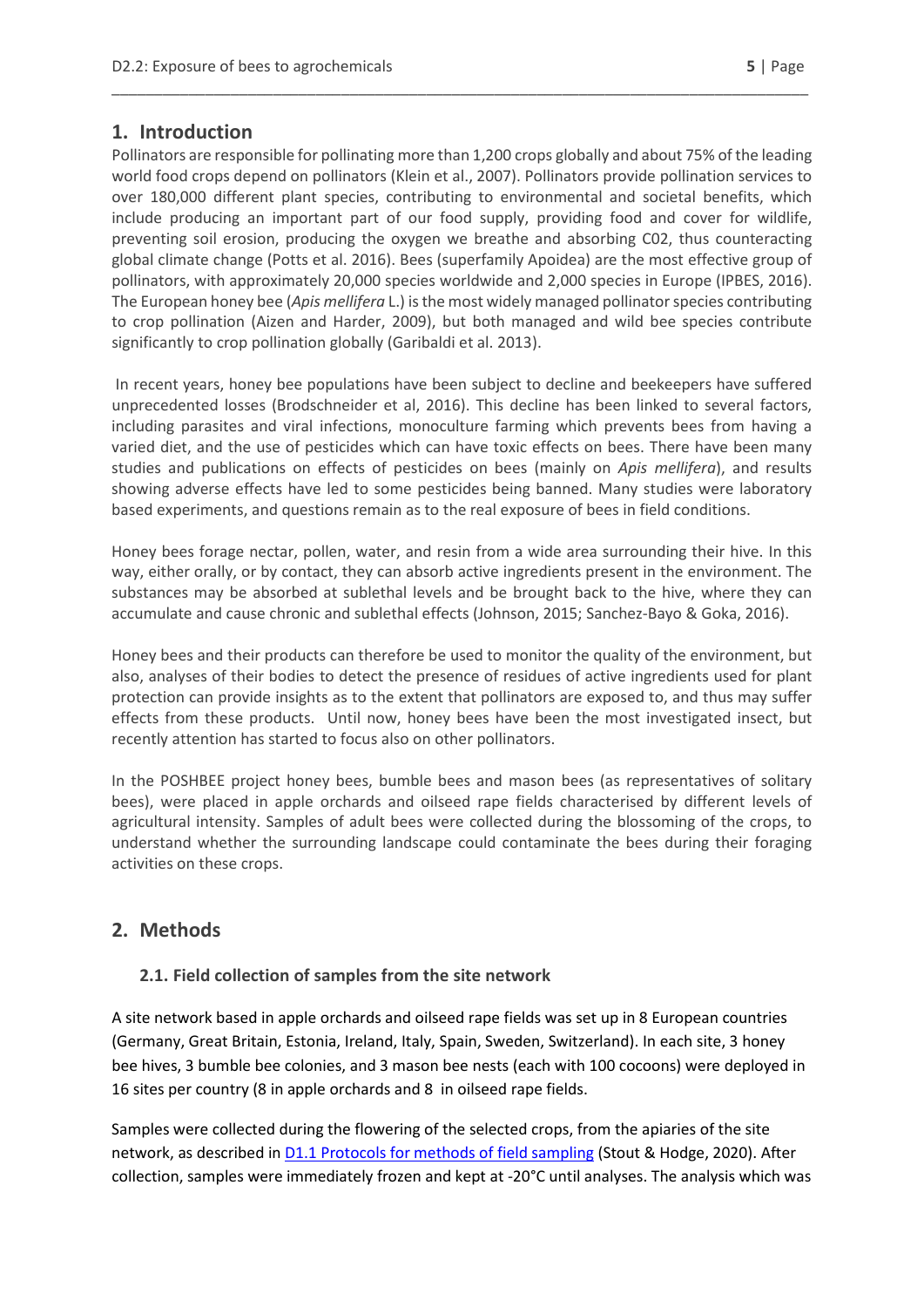## 1. Introduction

Pollinators are responsible for pollinating more than 1,200 crops globally and about 75% of the leading world food crops depend on pollinators (Klein et al., 2007). Pollinators provide pollination services to over 180,000 different plant species, contributing to environmental and societal benefits, which include producing an important part of our food supply, providing food and cover for wildlife, preventing soil erosion, producing the oxygen we breathe and absorbing C02, thus counteracting global climate change (Potts et al. 2016). Bees (superfamily Apoidea) are the most effective group of pollinators, with approximately 20,000 species worldwide and 2,000 species in Europe (IPBES, 2016). The European honey bee (*Apis mellifera* L.) is the most widely managed pollinator species contributing to crop pollination (Aizen and Harder, 2009), but both managed and wild bee species contribute significantly to crop pollination globally (Garibaldi et al. 2013).

In recent years, honey bee populations have been subject to decline and beekeepers have suffered unprecedented losses (Brodschneider et al, 2016). This decline has been linked to several factors, including parasites and viral infections, monoculture farming which prevents bees from having a varied diet, and the use of pesticides which can have toxic effects on bees. There have been many studies and publications on effects of pesticides on bees (mainly on *Apis mellifera*), and results showing adverse effects have led to some pesticides being banned. Many studies were laboratory based experiments, and questions remain as to the real exposure of bees in field conditions.

Honey bees forage nectar, pollen, water, and resin from a wide area surrounding their hive. In this way, either orally, or by contact, they can absorb active ingredients present in the environment. The substances may be absorbed at sublethal levels and be brought back to the hive, where they can accumulate and cause chronic and sublethal effects (Johnson, 2015; Sanchez-Bayo & Goka, 2016).

Honey bees and their products can therefore be used to monitor the quality of the environment, but also, analyses of their bodies to detect the presence of residues of active ingredients used for plant protection can provide insights as to the extent that pollinators are exposed to, and thus may suffer effects from these products. Until now, honey bees have been the most investigated insect, but recently attention has started to focus also on other pollinators.

In the POSHBEE project honey bees, bumble bees and mason bees (as representatives of solitary bees), were placed in apple orchards and oilseed rape fields characterised by different levels of agricultural intensity. Samples of adult bees were collected during the blossoming of the crops, to understand whether the surrounding landscape could contaminate the bees during their foraging activities on these crops.

## 2. Methods

### 2.1. Field collection of samples from the site network

A site network based in apple orchards and oilseed rape fields was set up in 8 European countries (Germany, Great Britain, Estonia, Ireland, Italy, Spain, Sweden, Switzerland). In each site, 3 honey bee hives, 3 bumble bee colonies, and 3 mason bee nests (each with 100 cocoons) were deployed in 16 sites per country (8 in apple orchards and 8 in oilseed rape fields.

Samples were collected during the flowering of the selected crops, from the apiaries of the site network, as described in [D1.1 Protocols for methods of field sampling](D1.1 Protocols for methods of field sampling) (Stout & Hodge, 2020). After collection, samples were immediately frozen and kept at -20°C until analyses. The analysis which was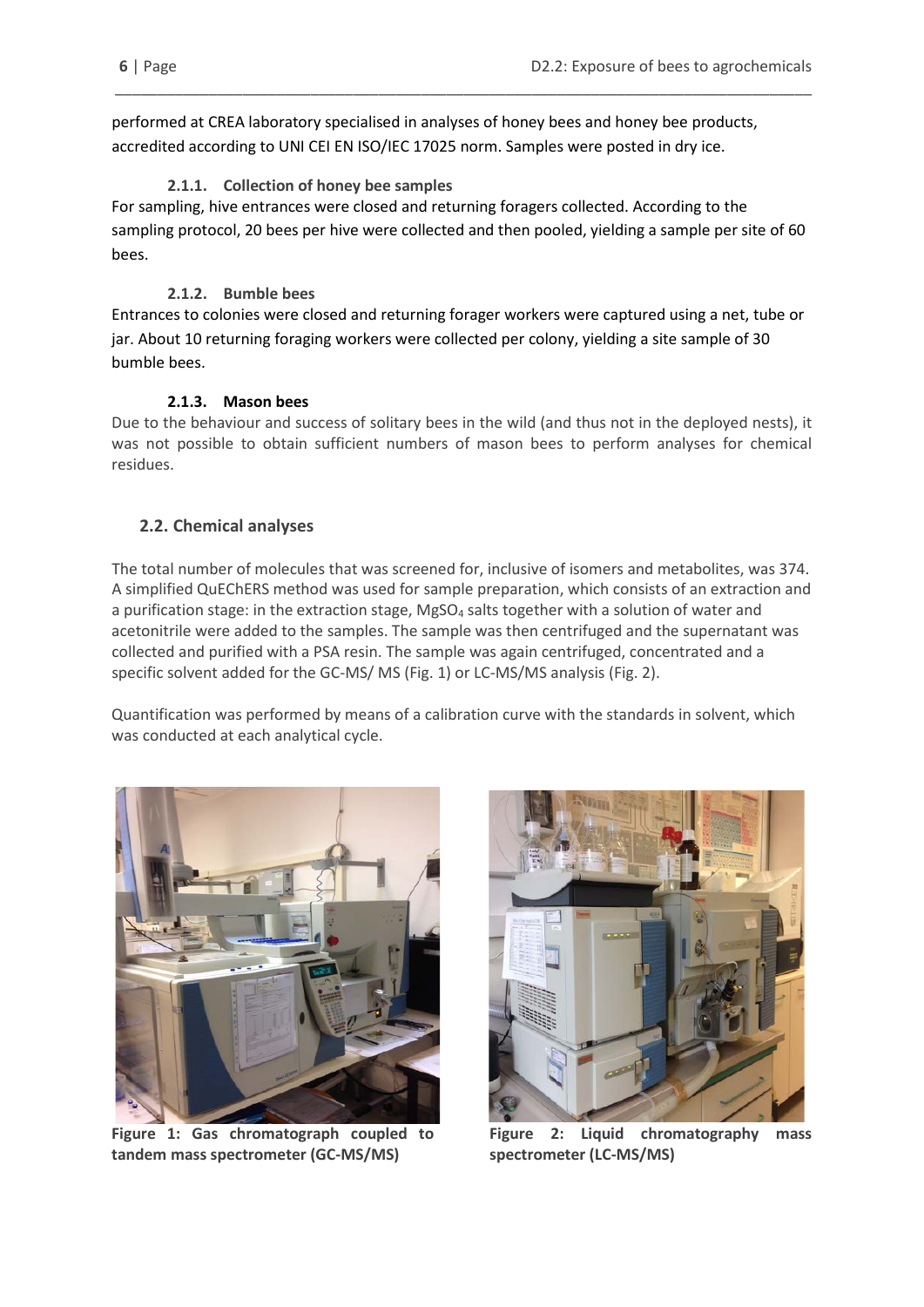performed at CREA laboratory specialised in analyses of honey bees and honey bee products, accredited according to UNI CEI EN ISO/IEC 17025 norm. Samples were posted in dry ice.

#### 2.1.1. Collection of honey bee samples

For sampling, hive entrances were closed and returning foragers collected. According to the sampling protocol, 20 bees per hive were collected and then pooled, yielding a sample per site of 60 bees.

#### 2.1.2. Bumble bees

Entrances to colonies were closed and returning forager workers were captured using a net, tube or jar. About 10 returning foraging workers were collected per colony, yielding a site sample of 30 bumble bees.

#### 2.1.3. Mason bees

Due to the behaviour and success of solitary bees in the wild (and thus not in the deployed nests), it was not possible to obtain sufficient numbers of mason bees to perform analyses for chemical residues.

### 2.2. Chemical analyses

The total number of molecules that was screened for, inclusive of isomers and metabolites, was 374. A simplified QuEChERS method was used for sample preparation, which consists of an extraction and a purification stage: in the extraction stage, $MgSO_4$ salts together with a solution of water and acetonitrile were added to the samples. The sample was then centrifuged and the supernatant was collected and purified with a PSA resin. The sample was again centrifuged, concentrated and a specific solvent added for the GC-MS/ MS (Fig. 1) or LC-MS/MS analysis (Fig. 2).

Quantification was performed by means of a calibration curve with the standards in solvent, which was conducted at each analytical cycle.

**Figure 1: Gas chromatograph coupled to tandem mass spectrometer (GC-MS/MS)**

**Figure 2: Liquid chromatography mass spectrometer (LC-MS/MS)**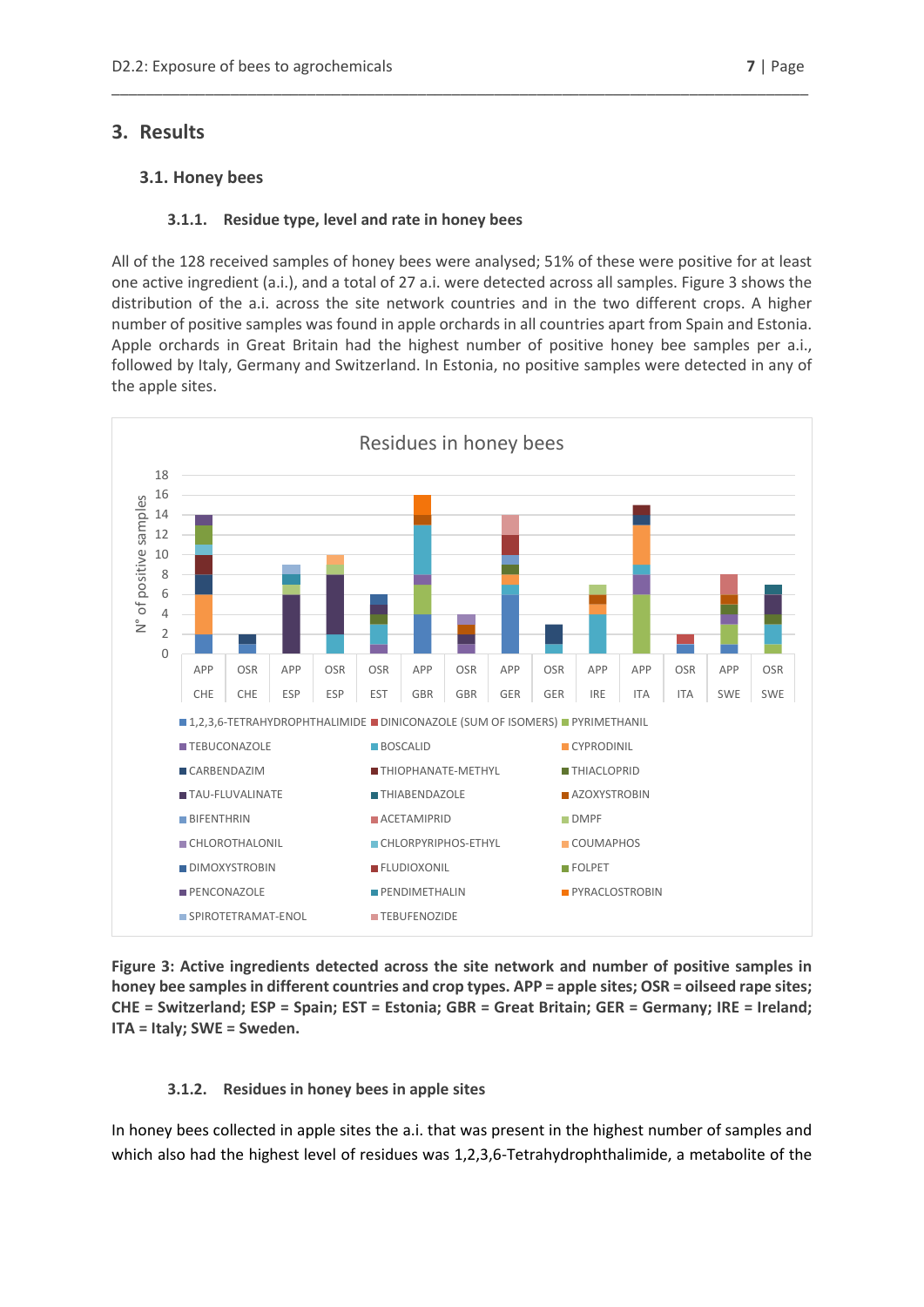## 3. Results

### 3.1. Honey bees

#### 3.1.1. Residue type, level and rate in honey bees

All of the 128 received samples of honey bees were analysed; 51% of these were positive for at least one active ingredient (a.i.), and a total of 27 a.i. were detected across all samples. Figure 3 shows the distribution of the a.i. across the site network countries and in the two different crops. A higher number of positive samples was found in apple orchards in all countries apart from Spain and Estonia. Apple orchards in Great Britain had the highest number of positive honey bee samples per a.i., followed by Italy, Germany and Switzerland. In Estonia, no positive samples were detected in any of the apple sites.

**Figure 3: Active ingredients detected across the site network and number of positive samples in honey bee samples in different countries and crop types. APP = apple sites; OSR = oilseed rape sites; CHE = Switzerland; ESP = Spain; EST = Estonia; GBR = Great Britain; GER = Germany; IRE = Ireland; ITA = Italy; SWE = Sweden.**

#### 3.1.2. Residues in honey bees in apple sites

In honey bees collected in apple sites the a.i. that was present in the highest number of samples and which also had the highest level of residues was 1,2,3,6-Tetrahydrophthalimide, a metabolite of the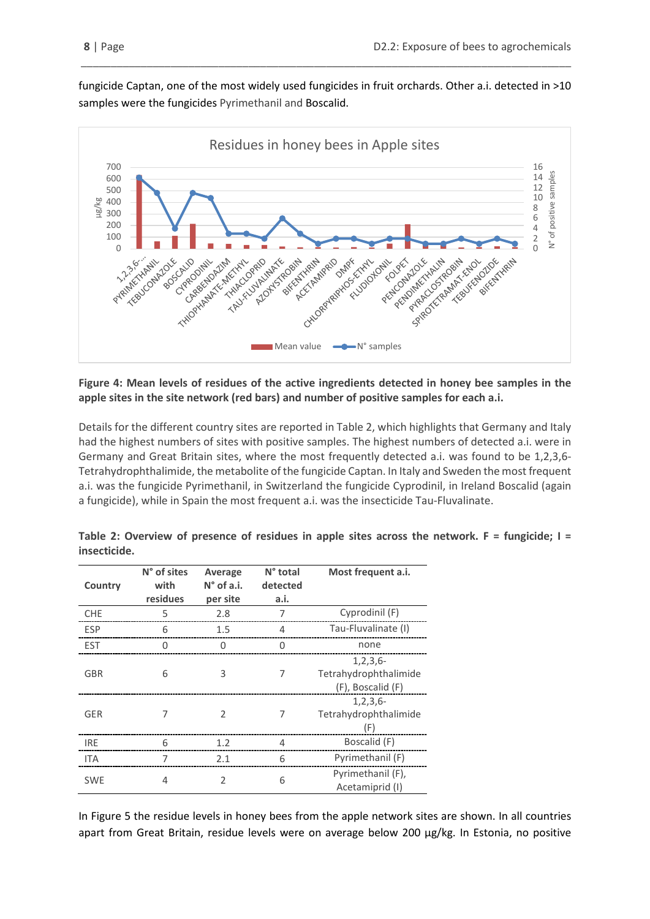fungicide Captan, one of the most widely used fungicides in fruit orchards. Other a.i. detected in >10 samples were the fungicides Pyrimethanil and Boscalid.

**Figure 4: Mean levels of residues of the active ingredients detected in honey bee samples in the apple sites in the site network (red bars) and number of positive samples for each a.i.**

Details for the different country sites are reported in Table 2, which highlights that Germany and Italy had the highest numbers of sites with positive samples. The highest numbers of detected a.i. were in Germany and Great Britain sites, where the most frequently detected a.i. was found to be 1,2,3,6-Tetrahydrophthalimide, the metabolite of the fungicide Captan. In Italy and Sweden the most frequent a.i. was the fungicide Pyrimethanil, in Switzerland the fungicide Cyprodinil, in Ireland Boscalid (again a fungicide), while in Spain the most frequent a.i. was the insecticide Tau-Fluvalinate.

**Table 2: Overview of presence of residues in apple sites across the network. F = fungicide; I = insecticide.**

| Country | N° of sites with residues | Average N° of a.i. per site | N° total detected a.i. | Most frequent a.i. |
|---|---|---|---|---|
| CHE | 5 | 2.8 | 7 | Cyprodinil (F) |
| ESP | 6 | 1.5 | 4 | Tau-Fluvalinate (I) |
| EST | 0 | 0 | 0 | none |
| GBR | 6 | 3 | 7 | 1,2,3,6-Tetrahydrophthalimide (F), Boscalid (F) |
| GER | 7 | 2 | 7 | 1,2,3,6-Tetrahydrophthalimide (F) |
| IRE | 6 | 1.2 | 4 | Boscalid (F) |
| ITA | 7 | 2.1 | 6 | Pyrimethanil (F) |
| SWE | 4 | 2 | 6 | Pyrimethanil (F), Acetamiprid (I) |

In Figure 5 the residue levels in honey bees from the apple network sites are shown. In all countries apart from Great Britain, residue levels were on average below 200 µg/kg. In Estonia, no positive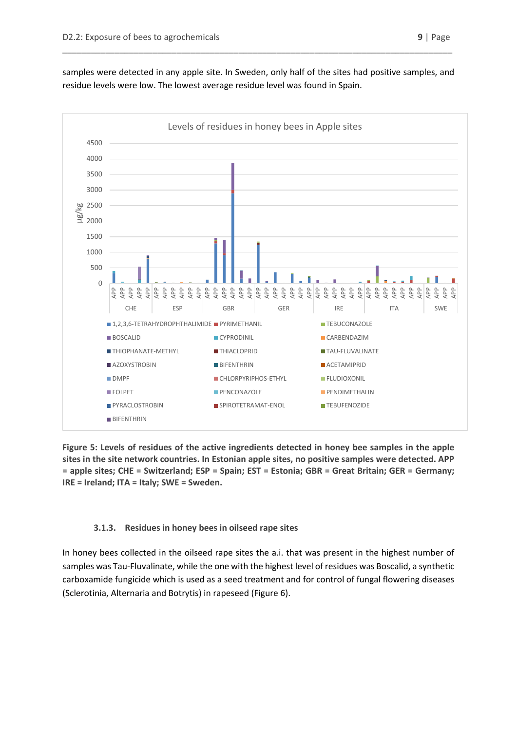samples were detected in any apple site. In Sweden, only half of the sites had positive samples, and residue levels were low. The lowest average residue level was found in Spain.

**Figure 5: Levels of residues of the active ingredients detected in honey bee samples in the apple sites in the site network countries. In Estonian apple sites, no positive samples were detected. APP = apple sites; CHE = Switzerland; ESP = Spain; EST = Estonia; GBR = Great Britain; GER = Germany; IRE = Ireland; ITA = Italy; SWE = Sweden.**

### 3.1.3. Residues in honey bees in oilseed rape sites

In honey bees collected in the oilseed rape sites the a.i. that was present in the highest number of samples was Tau-Fluvalinate, while the one with the highest level of residues was Boscalid, a synthetic carboxamide fungicide which is used as a seed treatment and for control of fungal flowering diseases (Sclerotinia, Alternaria and Botrytis) in rapeseed (Figure 6).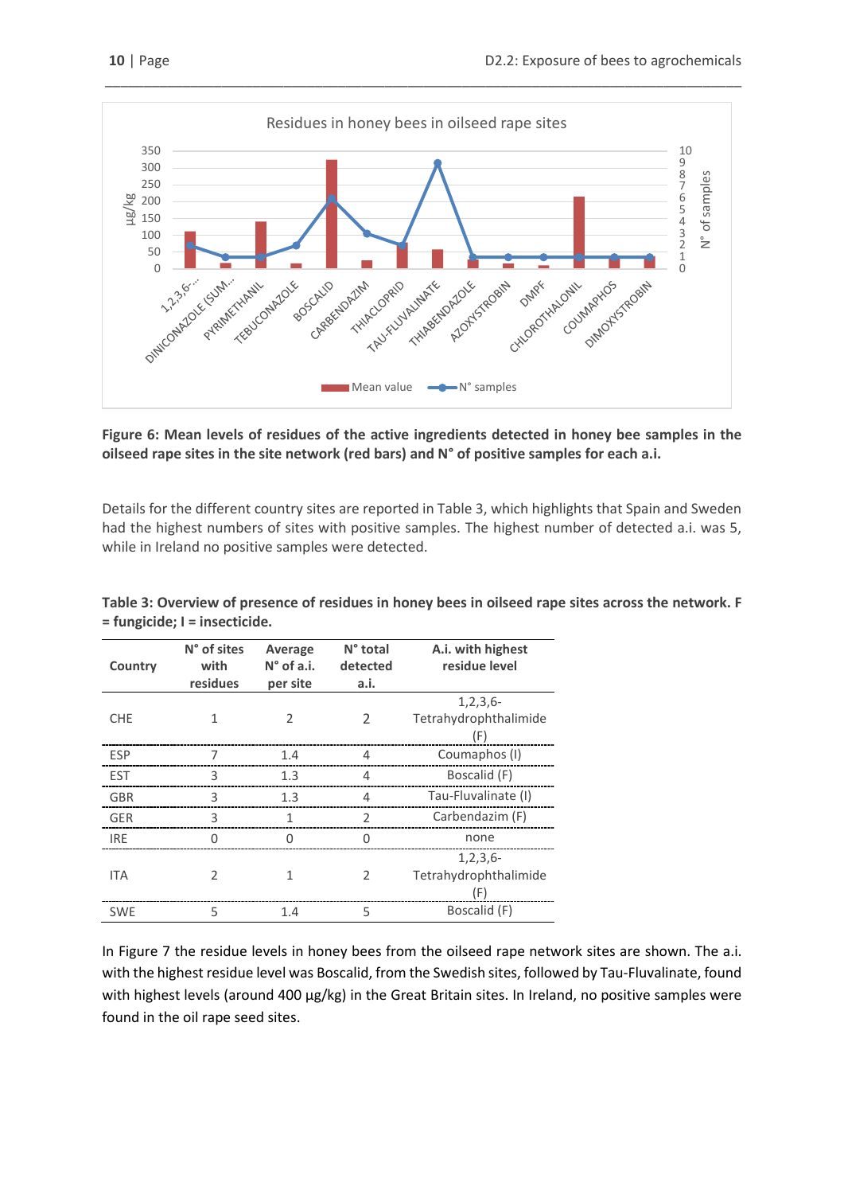Figure 6: Mean levels of residues of the active ingredients detected in honey bee samples in the oilseed rape sites in the site network (red bars) and N° of positive samples for each a.i.

Details for the different country sites are reported in Table 3, which highlights that Spain and Sweden had the highest numbers of sites with positive samples. The highest number of detected a.i. was 5, while in Ireland no positive samples were detected.

**Table 3: Overview of presence of residues in honey bees in oilseed rape sites across the network. F = fungicide; I = insecticide.**

| Country | N° of sites with residues | Average N° of a.i. per site | N° total detected a.i. | A.i. with highest residue level |
|---|---|---|---|---|
| CHE | 1 | 2 | 2 | 1,2,3,6-Tetrahydrophthalimide (F) |
| ESP | 7 | 1.4 | 4 | Coumaphos (I) |
| EST | 3 | 1.3 | 4 | Boscalid (F) |
| GBR | 3 | 1.3 | 4 | Tau-Fluvalinate (I) |
| GER | 3 | 1 | 2 | Carbendazim (F) |
| IRE | 0 | 0 | 0 | none |
| ITA | 2 | 1 | 2 | 1,2,3,6-Tetrahydrophthalimide (F) |
| SWE | 5 | 1.4 | 5 | Boscalid (F) |

In Figure 7 the residue levels in honey bees from the oilseed rape network sites are shown. The a.i. with the highest residue level was Boscalid, from the Swedish sites, followed by Tau-Fluvalinate, found with highest levels (around 400 µg/kg) in the Great Britain sites. In Ireland, no positive samples were found in the oil rape seed sites.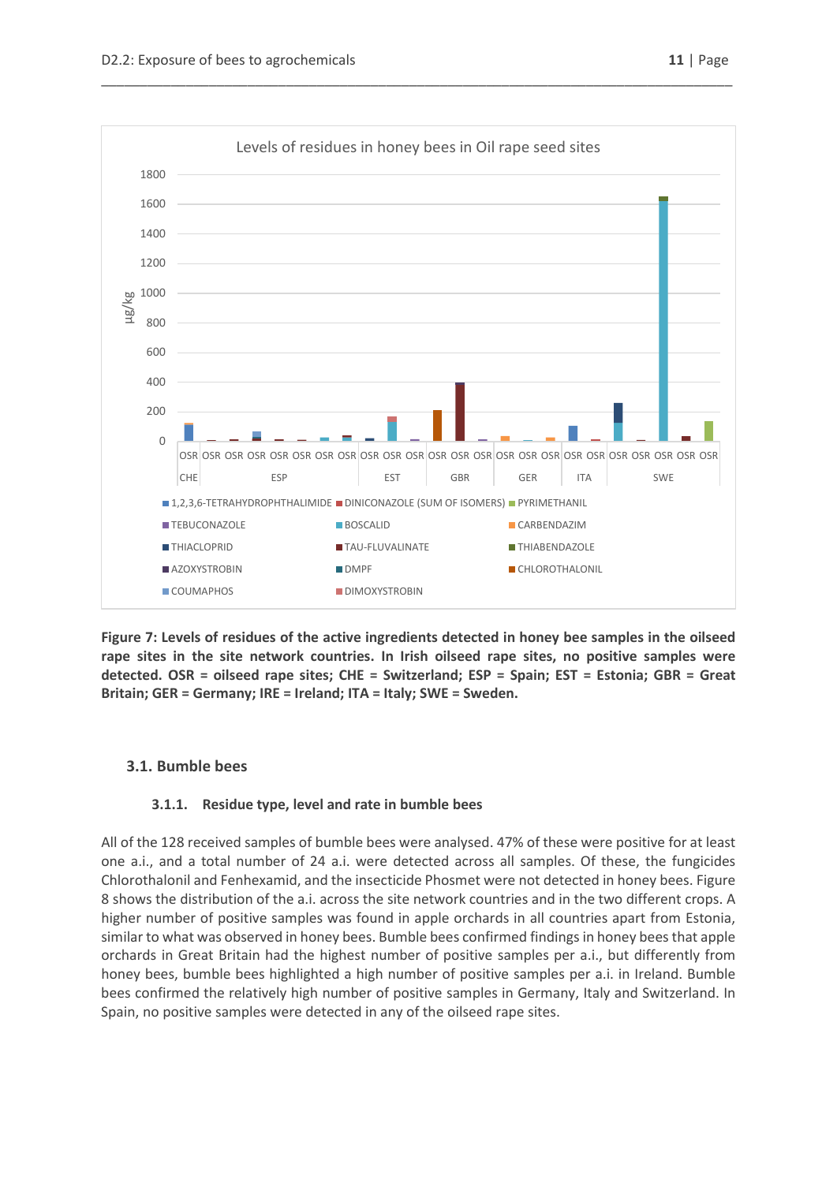**Figure 7: Levels of residues of the active ingredients detected in honey bee samples in the oilseed rape sites in the site network countries. In Irish oilseed rape sites, no positive samples were detected. OSR = oilseed rape sites; CHE = Switzerland; ESP = Spain; EST = Estonia; GBR = Great Britain; GER = Germany; IRE = Ireland; ITA = Italy; SWE = Sweden.**

## 3.1. Bumble bees

### 3.1.1. Residue type, level and rate in bumble bees

All of the 128 received samples of bumble bees were analysed. 47% of these were positive for at least one a.i., and a total number of 24 a.i. were detected across all samples. Of these, the fungicides Chlorothalonil and Fenhexamid, and the insecticide Phosmet were not detected in honey bees. Figure 8 shows the distribution of the a.i. across the site network countries and in the two different crops. A higher number of positive samples was found in apple orchards in all countries apart from Estonia, similar to what was observed in honey bees. Bumble bees confirmed findings in honey bees that apple orchards in Great Britain had the highest number of positive samples per a.i., but differently from honey bees, bumble bees highlighted a high number of positive samples per a.i. in Ireland. Bumble bees confirmed the relatively high number of positive samples in Germany, Italy and Switzerland. In Spain, no positive samples were detected in any of the oilseed rape sites.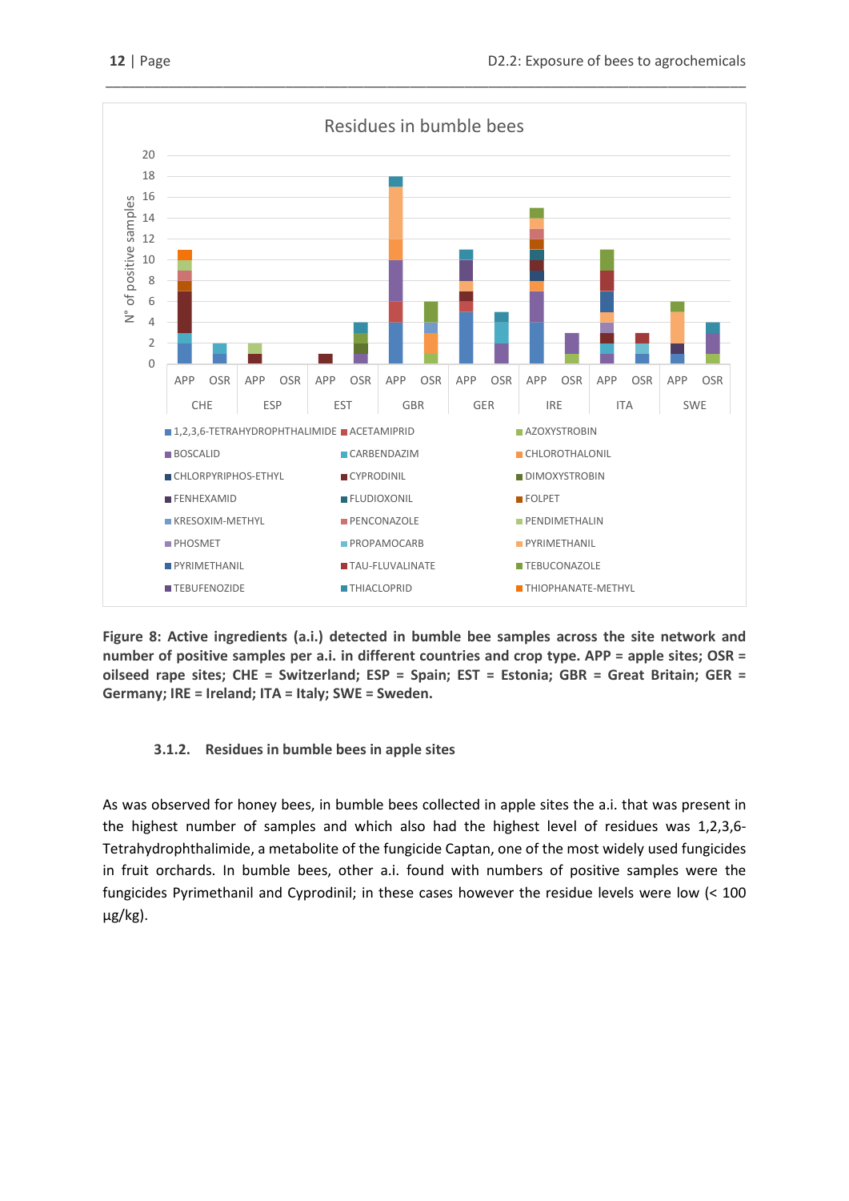**Figure 8: Active ingredients (a.i.) detected in bumble bee samples across the site network and number of positive samples per a.i. in different countries and crop type. APP = apple sites; OSR = oilseed rape sites; CHE = Switzerland; ESP = Spain; EST = Estonia; GBR = Great Britain; GER = Germany; IRE = Ireland; ITA = Italy; SWE = Sweden.**

### 3.1.2. Residues in bumble bees in apple sites

As was observed for honey bees, in bumble bees collected in apple sites the a.i. that was present in the highest number of samples and which also had the highest level of residues was 1,2,3,6-Tetrahydrophthalimide, a metabolite of the fungicide Captan, one of the most widely used fungicides in fruit orchards. In bumble bees, other a.i. found with numbers of positive samples were the fungicides Pyrimethanil and Cyprodinil; in these cases however the residue levels were low (< 100 µg/kg).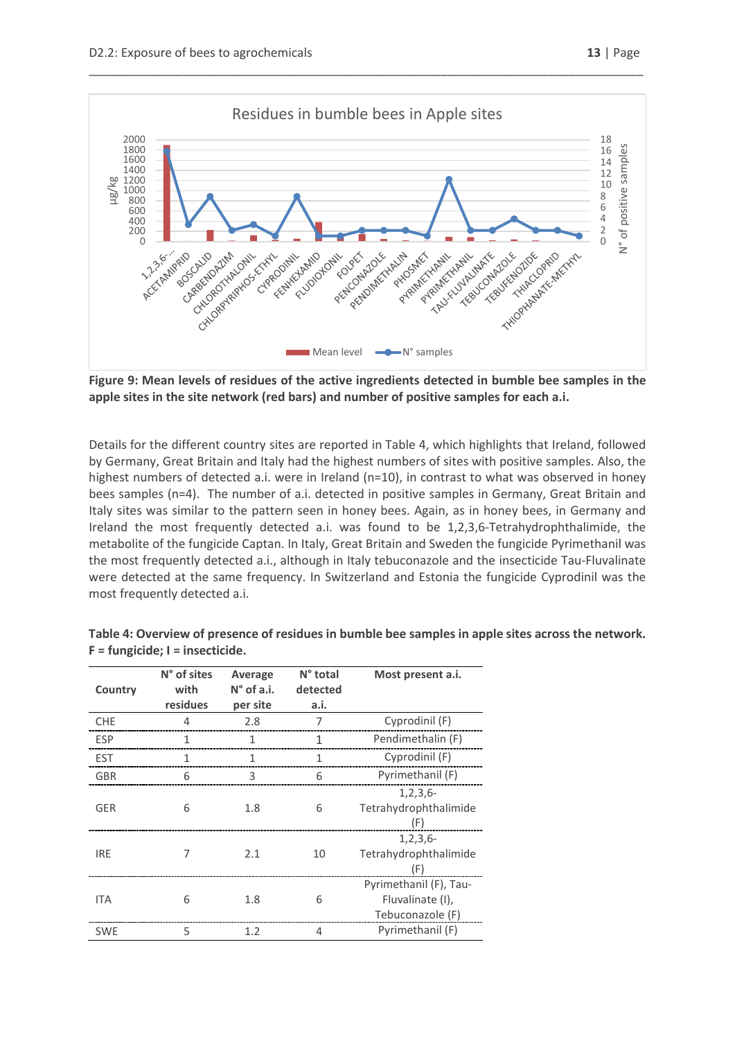Figure 9: Mean levels of residues of the active ingredients detected in bumble bee samples in the apple sites in the site network (red bars) and number of positive samples for each a.i.

Details for the different country sites are reported in Table 4, which highlights that Ireland, followed by Germany, Great Britain and Italy had the highest numbers of sites with positive samples. Also, the highest numbers of detected a.i. were in Ireland (n=10), in contrast to what was observed in honey bees samples (n=4). The number of a.i. detected in positive samples in Germany, Great Britain and Italy sites was similar to the pattern seen in honey bees. Again, as in honey bees, in Germany and Ireland the most frequently detected a.i. was found to be 1,2,3,6-Tetrahydrophthalimide, the metabolite of the fungicide Captan. In Italy, Great Britain and Sweden the fungicide Pyrimethanil was the most frequently detected a.i., although in Italy tebuconazole and the insecticide Tau-Fluvalinate were detected at the same frequency. In Switzerland and Estonia the fungicide Cyprodinil was the most frequently detected a.i.

**Table 4: Overview of presence of residues in bumble bee samples in apple sites across the network. F = fungicide; I = insecticide.**

| Country | N° of sites with residues | Average N° of a.i. per site | N° total detected a.i. | Most present a.i. |
|---|---|---|---|---|
| CHE | 4 | 2.8 | 7 | Cyprodinil (F) |
| ESP | 1 | 1 | 1 | Pendimethalin (F) |
| EST | 1 | 1 | 1 | Cyprodinil (F) |
| GBR | 6 | 3 | 6 | Pyrimethanil (F) |
| GER | 6 | 1.8 | 6 | 1,2,3,6-Tetrahydrophthalimide (F) |
| IRE | 7 | 2.1 | 10 | 1,2,3,6-Tetrahydrophthalimide (F) |
| ITA | 6 | 1.8 | 6 | Pyrimethanil (F), Tau-Fluvalinate (I), Tebuconazole (F) |
| SWE | 5 | 1.2 | 4 | Pyrimethanil (F) |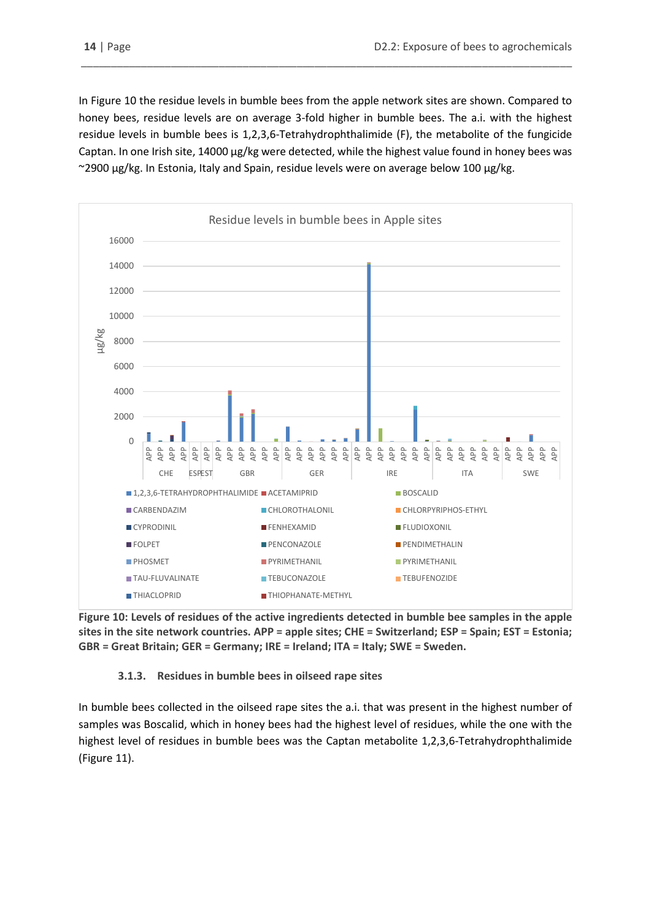In Figure 10 the residue levels in bumble bees from the apple network sites are shown. Compared to honey bees, residue levels are on average 3-fold higher in bumble bees. The a.i. with the highest residue levels in bumble bees is 1,2,3,6-Tetrahydrophthalimide (F), the metabolite of the fungicide Captan. In one Irish site, 14000 µg/kg were detected, while the highest value found in honey bees was ~2900 µg/kg. In Estonia, Italy and Spain, residue levels were on average below 100 µg/kg.

**Figure 10: Levels of residues of the active ingredients detected in bumble bee samples in the apple sites in the site network countries. APP = apple sites; CHE = Switzerland; ESP = Spain; EST = Estonia; GBR = Great Britain; GER = Germany; IRE = Ireland; ITA = Italy; SWE = Sweden.**

### 3.1.3. Residues in bumble bees in oilseed rape sites

In bumble bees collected in the oilseed rape sites the a.i. that was present in the highest number of samples was Boscalid, which in honey bees had the highest level of residues, while the one with the highest level of residues in bumble bees was the Captan metabolite 1,2,3,6-Tetrahydrophthalimide (Figure 11).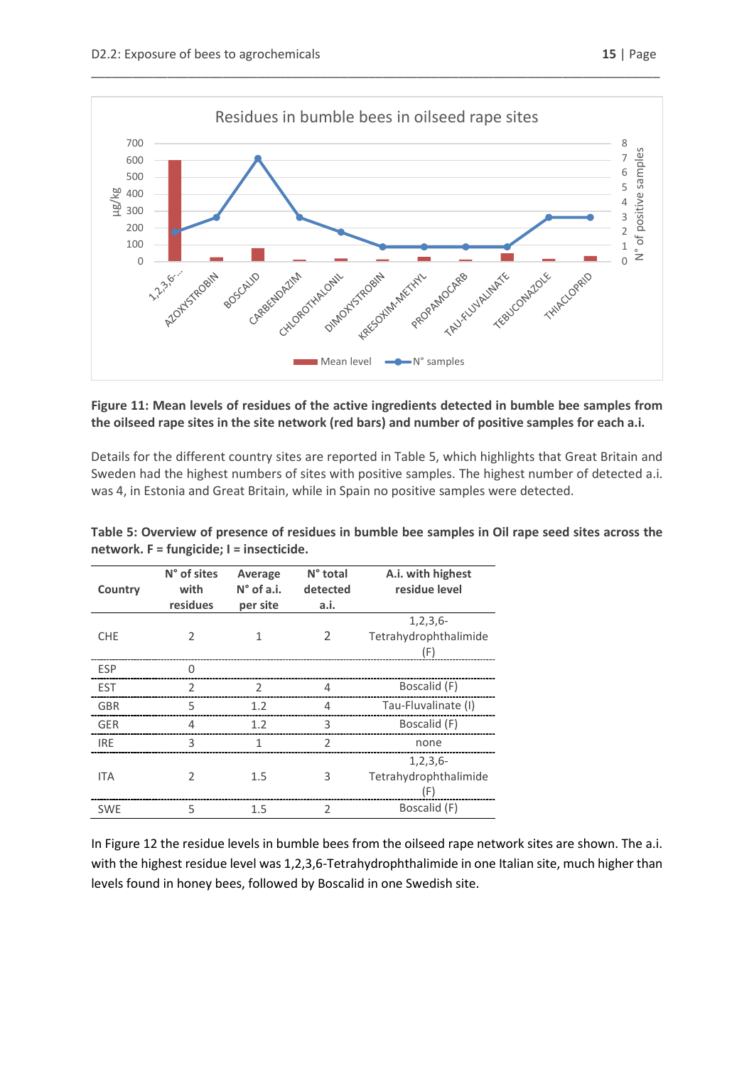Residues in bumble bees in oilseed rape sites

**Figure 11: Mean levels of residues of the active ingredients detected in bumble bee samples from the oilseed rape sites in the site network (red bars) and number of positive samples for each a.i.**

Details for the different country sites are reported in Table 5, which highlights that Great Britain and Sweden had the highest numbers of sites with positive samples. The highest number of detected a.i. was 4, in Estonia and Great Britain, while in Spain no positive samples were detected.

**Table 5: Overview of presence of residues in bumble bee samples in Oil rape seed sites across the network. F = fungicide; I = insecticide.**

| Country | N° of sites with residues | Average N° of a.i. per site | N° total detected a.i. | A.i. with highest residue level |
|---|---|---|---|---|
| CHE | 2 | 1 | 2 | 1,2,3,6-Tetrahydrophthalimide (F) |
| ESP | 0 | | | |
| EST | 2 | 2 | 4 | Boscalid (F) |
| GBR | 5 | 1.2 | 4 | Tau-Fluvalinate (I) |
| GER | 4 | 1.2 | 3 | Boscalid (F) |
| IRE | 3 | 1 | 2 | none |
| ITA | 2 | 1.5 | 3 | 1,2,3,6-Tetrahydrophthalimide (F) |
| SWE | 5 | 1.5 | 2 | Boscalid (F) |

In Figure 12 the residue levels in bumble bees from the oilseed rape network sites are shown. The a.i. with the highest residue level was 1,2,3,6-Tetrahydrophthalimide in one Italian site, much higher than levels found in honey bees, followed by Boscalid in one Swedish site.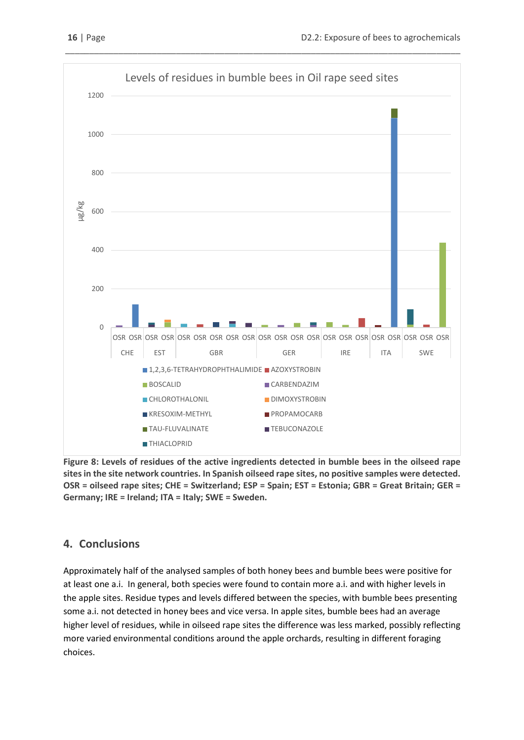Levels of residues in bumble bees in Oil rape seed sites

**Figure 8: Levels of residues of the active ingredients detected in bumble bees in the oilseed rape sites in the site network countries. In Spanish oilseed rape sites, no positive samples were detected. OSR = oilseed rape sites; CHE = Switzerland; ESP = Spain; EST = Estonia; GBR = Great Britain; GER = Germany; IRE = Ireland; ITA = Italy; SWE = Sweden.**

## 4. Conclusions

Approximately half of the analysed samples of both honey bees and bumble bees were positive for at least one a.i. In general, both species were found to contain more a.i. and with higher levels in the apple sites. Residue types and levels differed between the species, with bumble bees presenting some a.i. not detected in honey bees and vice versa. In apple sites, bumble bees had an average higher level of residues, while in oilseed rape sites the difference was less marked, possibly reflecting more varied environmental conditions around the apple orchards, resulting in different foraging choices.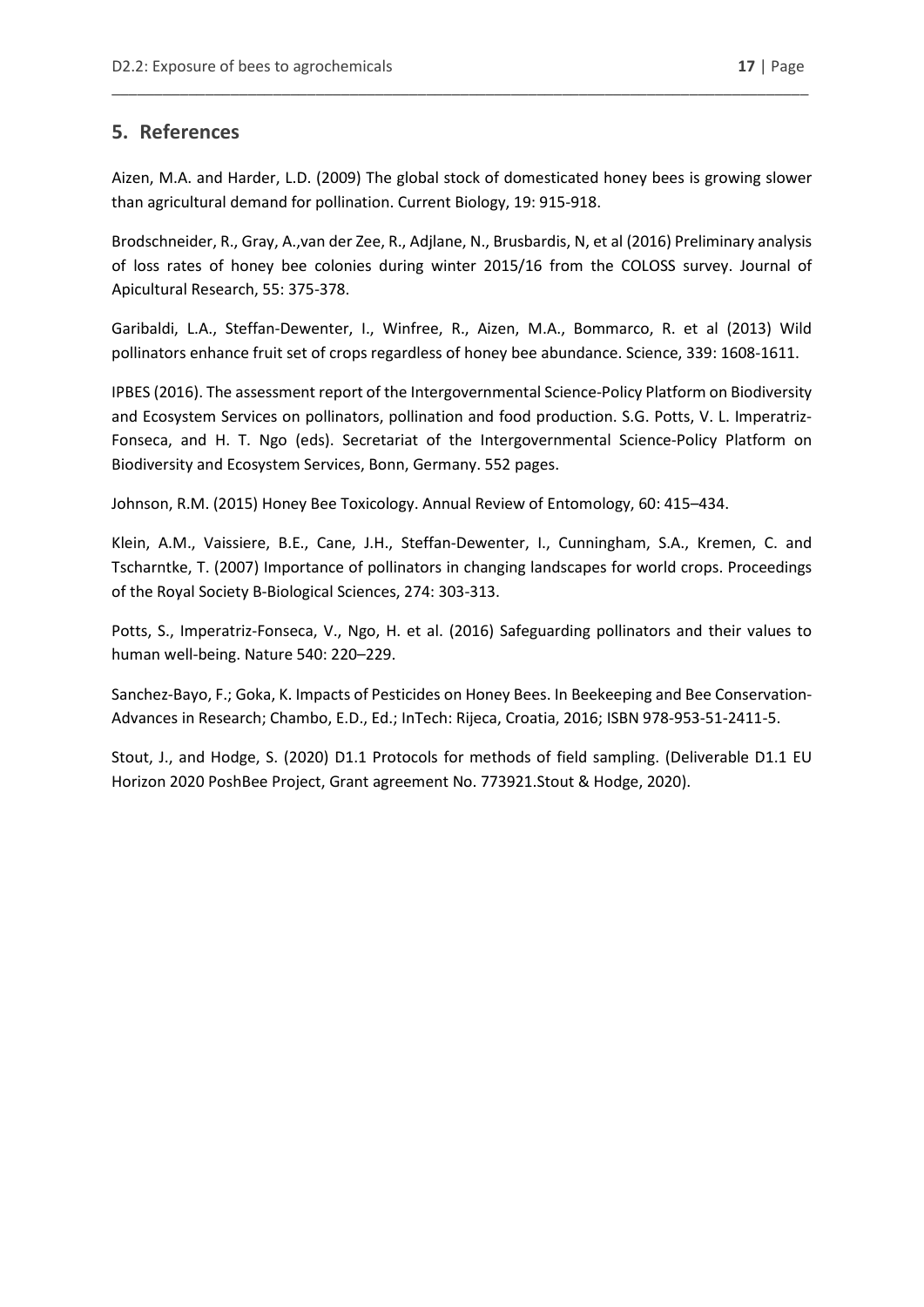## 5. References

Aizen, M.A. and Harder, L.D. (2009) The global stock of domesticated honey bees is growing slower than agricultural demand for pollination. Current Biology, 19: 915-918.

Brodschneider, R., Gray, A.,van der Zee, R., Adjlane, N., Brusbardis, N, et al (2016) Preliminary analysis of loss rates of honey bee colonies during winter 2015/16 from the COLOSS survey. Journal of Apicultural Research, 55: 375-378.

Garibaldi, L.A., Steffan-Dewenter, I., Winfree, R., Aizen, M.A., Bommarco, R. et al (2013) Wild pollinators enhance fruit set of crops regardless of honey bee abundance. Science, 339: 1608-1611.

IPBES (2016). The assessment report of the Intergovernmental Science-Policy Platform on Biodiversity and Ecosystem Services on pollinators, pollination and food production. S.G. Potts, V. L. Imperatriz-Fonseca, and H. T. Ngo (eds). Secretariat of the Intergovernmental Science-Policy Platform on Biodiversity and Ecosystem Services, Bonn, Germany. 552 pages.

Johnson, R.M. (2015) Honey Bee Toxicology. Annual Review of Entomology, 60: 415–434.

Klein, A.M., Vaissiere, B.E., Cane, J.H., Steffan-Dewenter, I., Cunningham, S.A., Kremen, C. and Tscharntke, T. (2007) Importance of pollinators in changing landscapes for world crops. Proceedings of the Royal Society B-Biological Sciences, 274: 303-313.

Potts, S., Imperatriz-Fonseca, V., Ngo, H. et al. (2016) Safeguarding pollinators and their values to human well-being. Nature 540: 220–229.

Sanchez-Bayo, F.; Goka, K. Impacts of Pesticides on Honey Bees. In Beekeeping and Bee Conservation-Advances in Research; Chambo, E.D., Ed.; InTech: Rijeca, Croatia, 2016; ISBN 978-953-51-2411-5.

Stout, J., and Hodge, S. (2020) D1.1 Protocols for methods of field sampling. (Deliverable D1.1 EU Horizon 2020 PoshBee Project, Grant agreement No. 773921.Stout & Hodge, 2020).